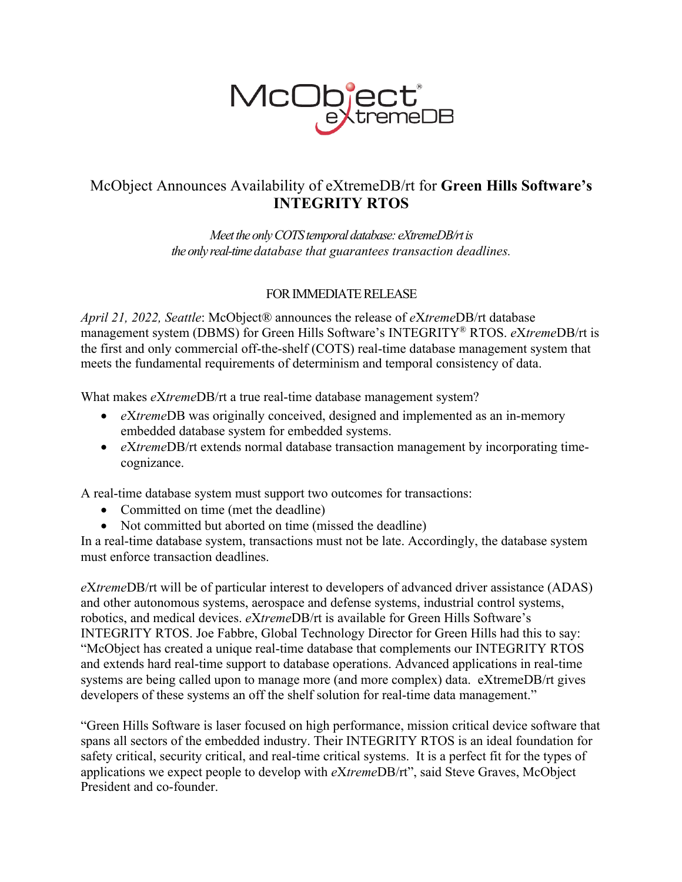# McObject Announces Availability of eXtremeDB/rt for **Green Hills Software's INTEGRITY RTOS**

*Meet the only COTS temporal database: eXtremeDB/rt is the only real-time database that guarantees transaction deadlines.*

FOR IMMEDIATE RELEASE

*April 21, 2022, Seattle*: McObject® announces the release of *eXtreme*DB/rt database management system (DBMS) for Green Hills Software's INTEGRITY® RTOS. *eXtreme*DB/rt is the first and only commercial off-the-shelf (COTS) real-time database management system that meets the fundamental requirements of determinism and temporal consistency of data.

What makes *eXtreme*DB/rt a true real-time database management system?

- *eXtreme*DB was originally conceived, designed and implemented as an in-memory embedded database system for embedded systems.
- *eXtreme*DB/rt extends normal database transaction management by incorporating time-cognizance.

A real-time database system must support two outcomes for transactions:

- Committed on time (met the deadline)
- Not committed but aborted on time (missed the deadline)

In a real-time database system, transactions must not be late. Accordingly, the database system must enforce transaction deadlines.

*eXtreme*DB/rt will be of particular interest to developers of advanced driver assistance (ADAS) and other autonomous systems, aerospace and defense systems, industrial control systems, robotics, and medical devices. *eXtreme*DB/rt is available for Green Hills Software's INTEGRITY RTOS. Joe Fabbre, Global Technology Director for Green Hills had this to say: "McObject has created a unique real-time database that complements our INTEGRITY RTOS and extends hard real-time support to database operations. Advanced applications in real-time systems are being called upon to manage more (and more complex) data. eXtremeDB/rt gives developers of these systems an off the shelf solution for real-time data management."

"Green Hills Software is laser focused on high performance, mission critical device software that spans all sectors of the embedded industry. Their INTEGRITY RTOS is an ideal foundation for safety critical, security critical, and real-time critical systems. It is a perfect fit for the types of applications we expect people to develop with *eXtreme*DB/rt", said Steve Graves, McObject President and co-founder.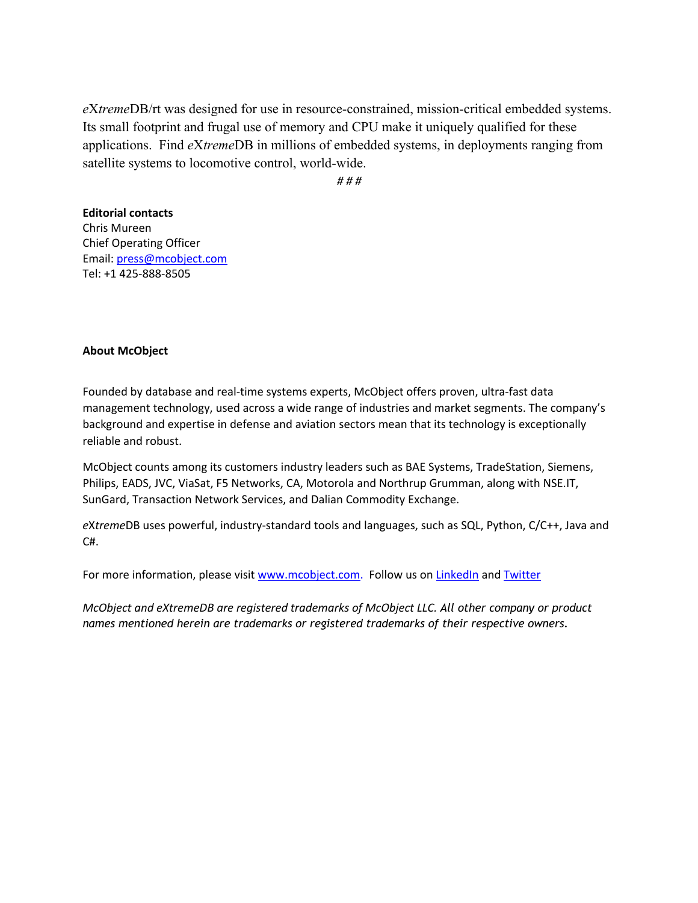*eXtreme*DB/rt was designed for use in resource-constrained, mission-critical embedded systems. Its small footprint and frugal use of memory and CPU make it uniquely qualified for these applications. Find *eXtreme*DB in millions of embedded systems, in deployments ranging from satellite systems to locomotive control, world-wide.

# # #

**Editorial contacts**
Chris Mureen
Chief Operating Officer
Email: [press@mcobject.com](mailto:press@mcobject.com)
Tel: +1 425-888-8505

**About McObject**

Founded by database and real-time systems experts, McObject offers proven, ultra-fast data management technology, used across a wide range of industries and market segments. The company's background and expertise in defense and aviation sectors mean that its technology is exceptionally reliable and robust.

McObject counts among its customers industry leaders such as BAE Systems, TradeStation, Siemens, Philips, EADS, JVC, ViaSat, F5 Networks, CA, Motorola and Northrup Grumman, along with NSE.IT, SunGard, Transaction Network Services, and Dalian Commodity Exchange.

*eXtreme*DB uses powerful, industry-standard tools and languages, such as SQL, Python, C/C++, Java and C#.

For more information, please visit [www.mcobject.com](http://www.mcobject.com). Follow us on [LinkedIn]() and [Twitter]()

*McObject and eXtremeDB are registered trademarks of McObject LLC. All other company or product names mentioned herein are trademarks or registered trademarks of their respective owners.*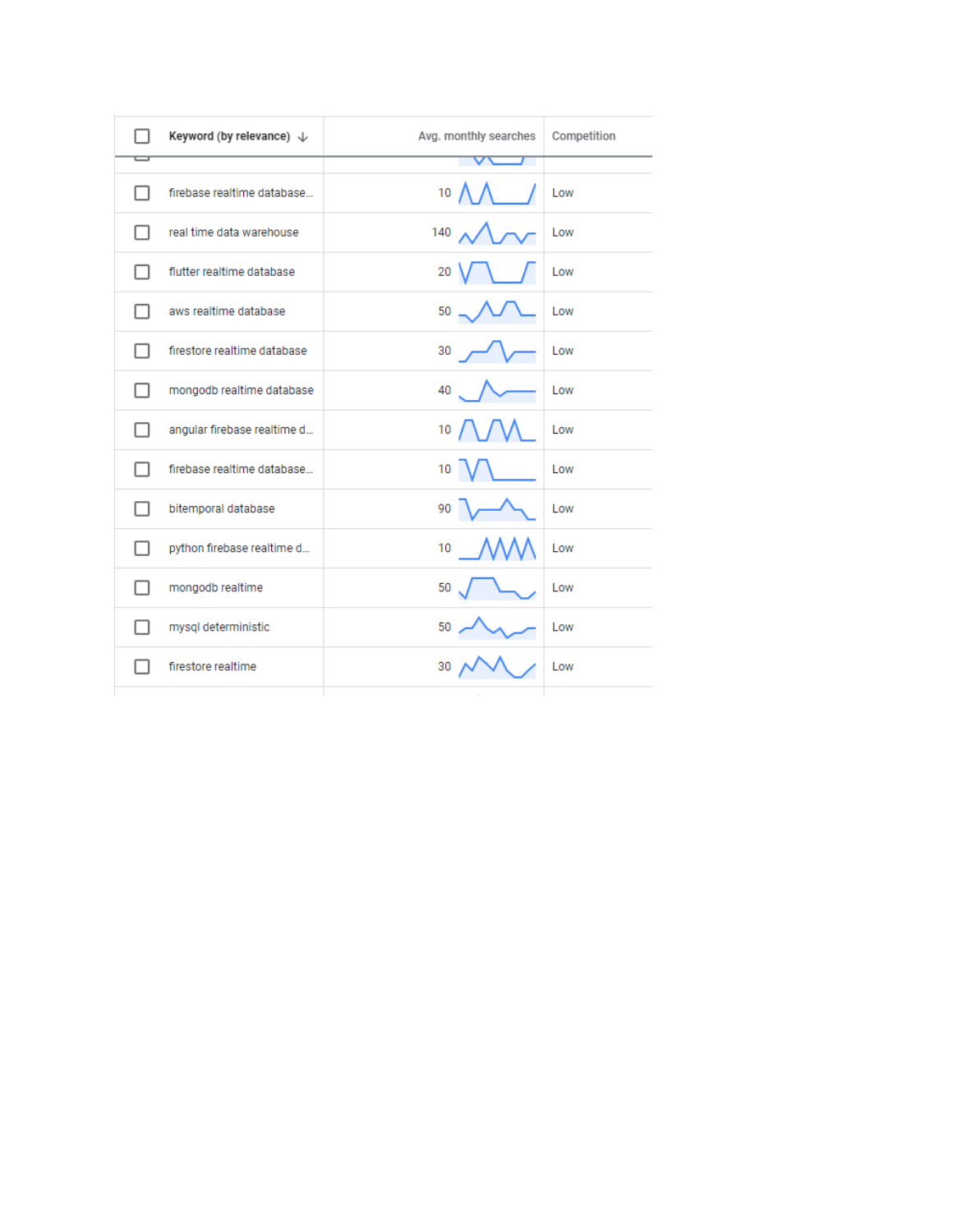| Keyword (by relevance) | Avg. monthly searches | Competition |
| --- | --- | --- |
| firebase realtime database... | 10 | Low |
| real time data warehouse | 140 | Low |
| flutter realtime database | 20 | Low |
| aws realtime database | 50 | Low |
| firestore realtime database | 30 | Low |
| mongodb realtime database | 40 | Low |
| angular firebase realtime d... | 10 | Low |
| firebase realtime database... | 10 | Low |
| bitemporal database | 90 | Low |
| python firebase realtime d... | 10 | Low |
| mongodb realtime | 50 | Low |
| mysql deterministic | 50 | Low |
| firestore realtime | 30 | Low |